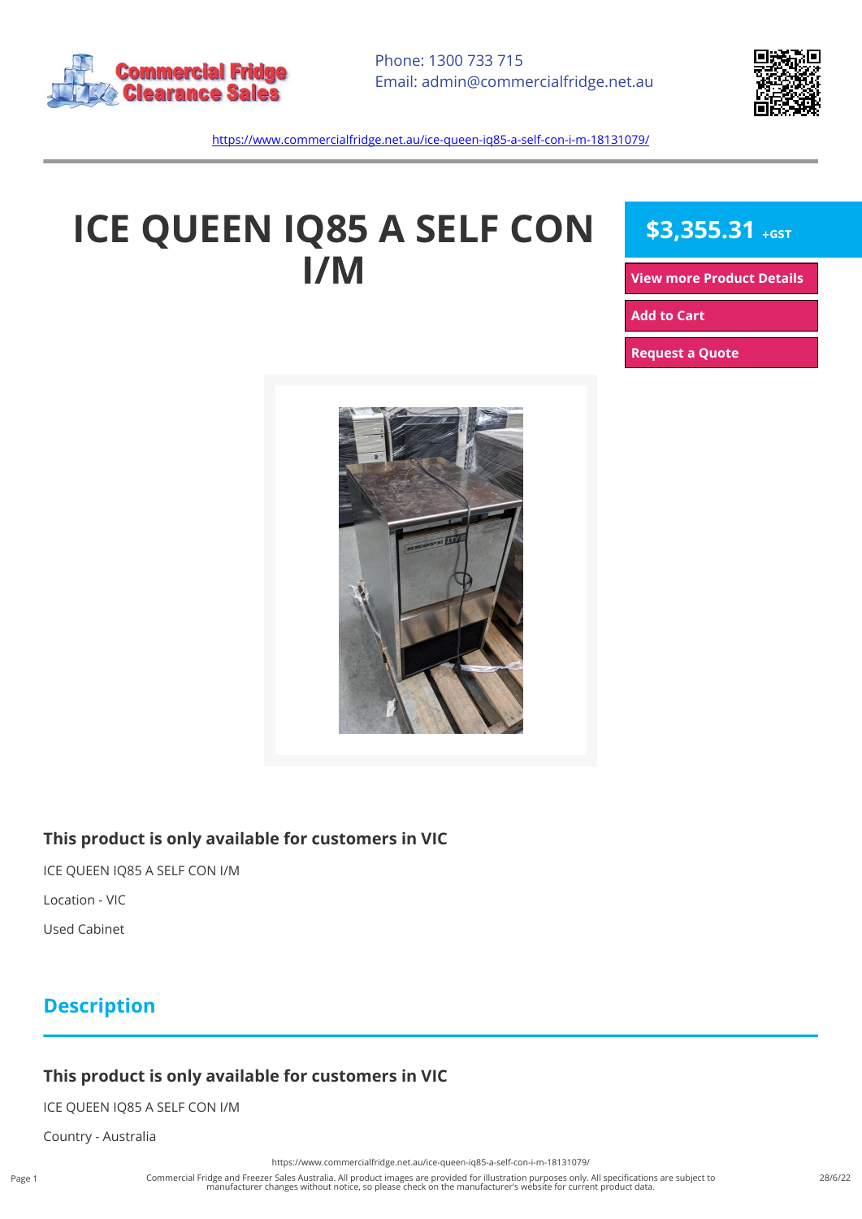Commercial Fridge Clearance Sales

Phone: 1300 733 715
Email: admin@commercialfridge.net.au

https://www.commercialfridge.net.au/ice-queen-iq85-a-self-con-i-m-18131079/

# ICE QUEEN IQ85 A SELF CON I/M

**$3,355.31** +GST

View more Product Details

Add to Cart

Request a Quote

### This product is only available for customers in VIC

ICE QUEEN IQ85 A SELF CON I/M

Location - VIC

Used Cabinet

## Description

### This product is only available for customers in VIC

ICE QUEEN IQ85 A SELF CON I/M

Country - Australia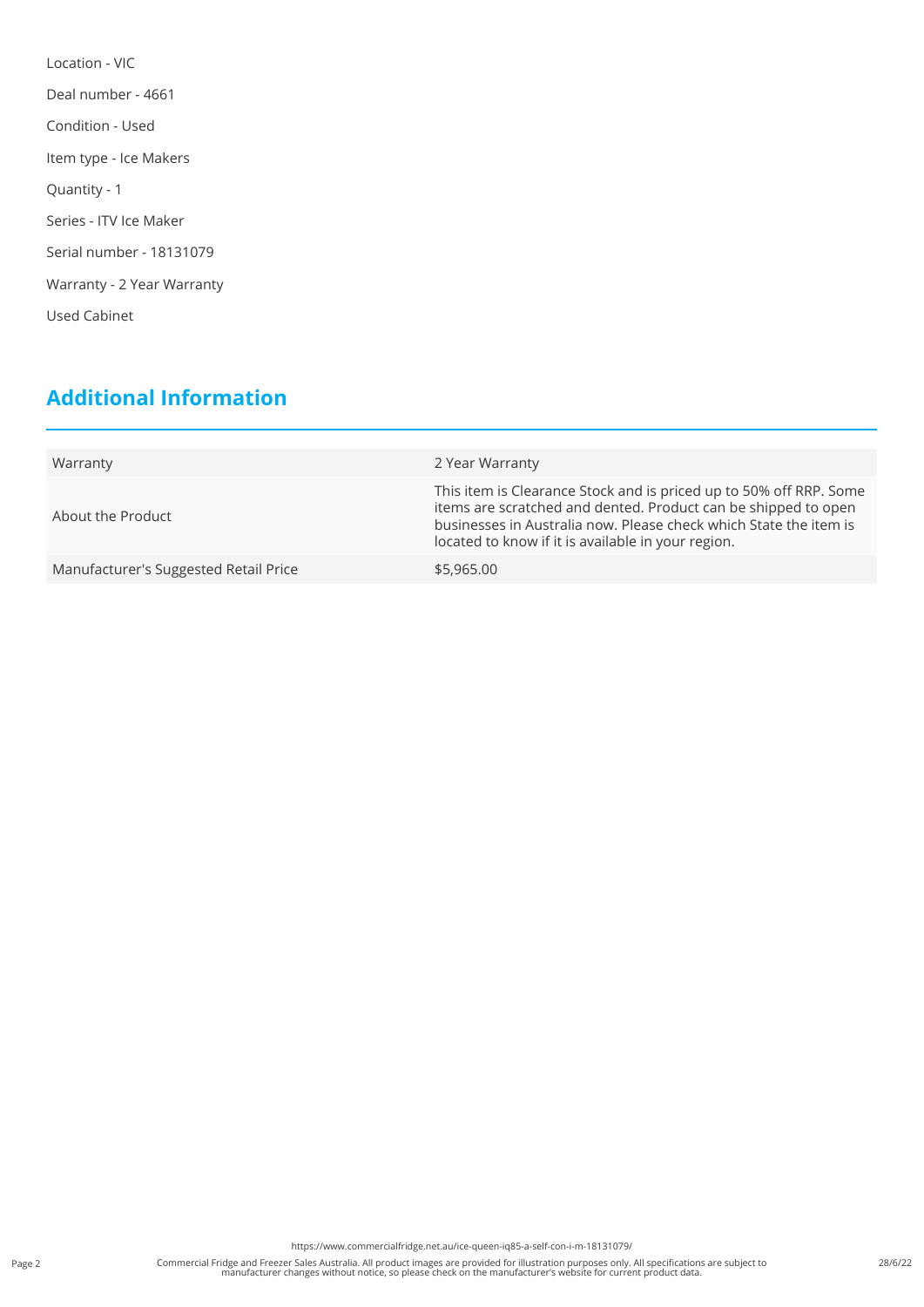Location - VIC

Deal number - 4661

Condition - Used

Item type - Ice Makers

Quantity - 1

Series - ITV Ice Maker

Serial number - 18131079

Warranty - 2 Year Warranty

Used Cabinet

## Additional Information

| | |
|---|---|
| Warranty | 2 Year Warranty |
| About the Product | This item is Clearance Stock and is priced up to 50% off RRP. Some items are scratched and dented. Product can be shipped to open businesses in Australia now. Please check which State the item is located to know if it is available in your region. |
| Manufacturer's Suggested Retail Price | $5,965.00 |